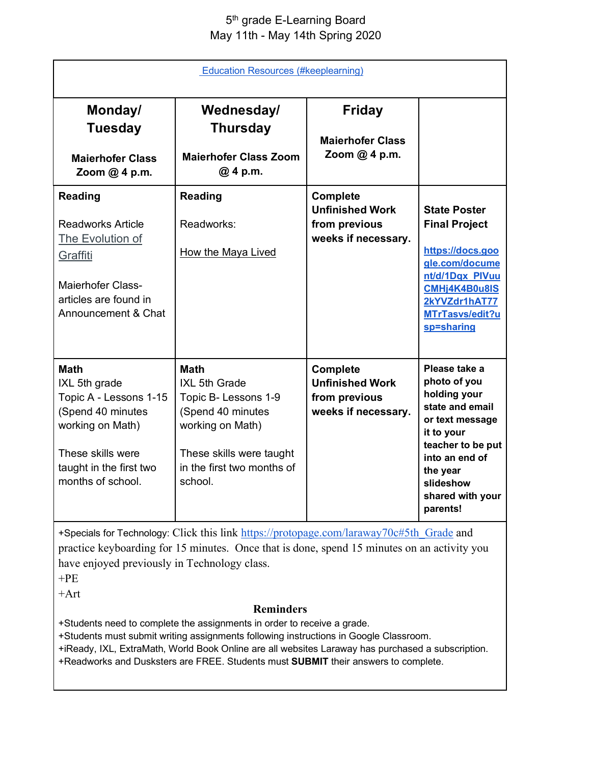5[th] grade E-Learning Board
May 11th - May 14th Spring 2020

Education Resources (#keeplearning)

| **Monday/ Tuesday**<br><br>**Maierhofer Class Zoom @ 4 p.m.** | **Wednesday/ Thursday**<br><br>**Maierhofer Class Zoom @ 4 p.m.** | **Friday**<br><br>**Maierhofer Class Zoom @ 4 p.m.** | |
|---|---|---|---|
| **Reading**<br><br>Readworks Article The Evolution of Graffiti<br><br>Maierhofer Class- articles are found in Announcement & Chat | **Reading**<br><br>Readworks:<br><br>How the Maya Lived | **Complete Unfinished Work from previous weeks if necessary.** | **State Poster Final Project**<br><br>**https://docs.google.com/document/d/1Dqx_PlVuuCMHj4K4B0u8lS2kYVZdr1hAT77MTrTasvs/edit?usp=sharing** |
| **Math**<br>IXL 5th grade<br>Topic A - Lessons 1-15 (Spend 40 minutes working on Math)<br><br>These skills were taught in the first two months of school. | **Math**<br>IXL 5th Grade<br>Topic B- Lessons 1-9 (Spend 40 minutes working on Math)<br><br>These skills were taught in the first two months of school. | **Complete Unfinished Work from previous weeks if necessary.** | **Please take a photo of you holding your state and email or text message it to your teacher to be put into an end of the year slideshow shared with your parents!** |

+Specials for Technology: Click this link https://protopage.com/laraway70c#5th_Grade and practice keyboarding for 15 minutes. Once that is done, spend 15 minutes on an activity you have enjoyed previously in Technology class.
+PE
+Art

**Reminders**

+Students need to complete the assignments in order to receive a grade.
+Students must submit writing assignments following instructions in Google Classroom.
+iReady, IXL, ExtraMath, World Book Online are all websites Laraway has purchased a subscription.
+Readworks and Dusksters are FREE. Students must **SUBMIT** their answers to complete.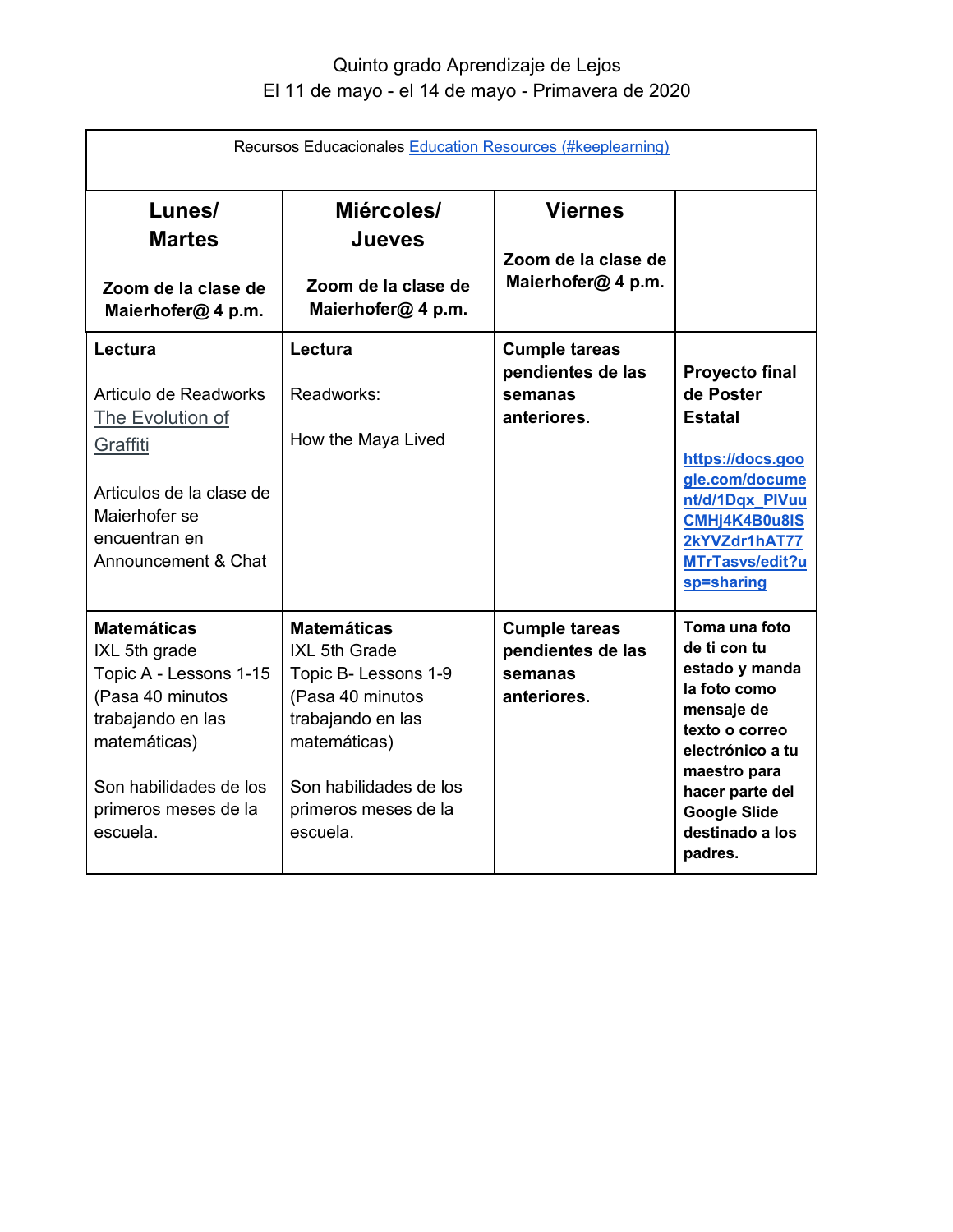Quinto grado Aprendizaje de Lejos
El 11 de mayo - el 14 de mayo - Primavera de 2020

| Recursos Educacionales Education Resources (#keeplearning) | | | |
|---|---|---|---|
| **Lunes/ Martes**<br><br>**Zoom de la clase de Maierhofer@ 4 p.m.** | **Miércoles/ Jueves**<br><br>**Zoom de la clase de Maierhofer@ 4 p.m.** | **Viernes**<br><br>**Zoom de la clase de Maierhofer@ 4 p.m.** | |
| **Lectura**<br><br>Articulo de Readworks The Evolution of Graffiti<br><br>Articulos de la clase de Maierhofer se encuentran en Announcement & Chat | **Lectura**<br><br>Readworks:<br><br>How the Maya Lived | **Cumple tareas pendientes de las semanas anteriores.** | **Proyecto final de Poster Estatal**<br><br>https://docs.google.com/document/d/1Dqx_PlVuuCMHj4K4B0u8IS2kYVZdr1hAT77MTrTasvs/edit?usp=sharing |
| **Matemáticas**<br>IXL 5th grade<br>Topic A - Lessons 1-15<br>(Pasa 40 minutos trabajando en las matemáticas)<br><br>Son habilidades de los primeros meses de la escuela. | **Matemáticas**<br>IXL 5th Grade<br>Topic B- Lessons 1-9<br>(Pasa 40 minutos trabajando en las matemáticas)<br><br>Son habilidades de los primeros meses de la escuela. | **Cumple tareas pendientes de las semanas anteriores.** | **Toma una foto de ti con tu estado y manda la foto como mensaje de texto o correo electrónico a tu maestro para hacer parte del Google Slide destinado a los padres.** |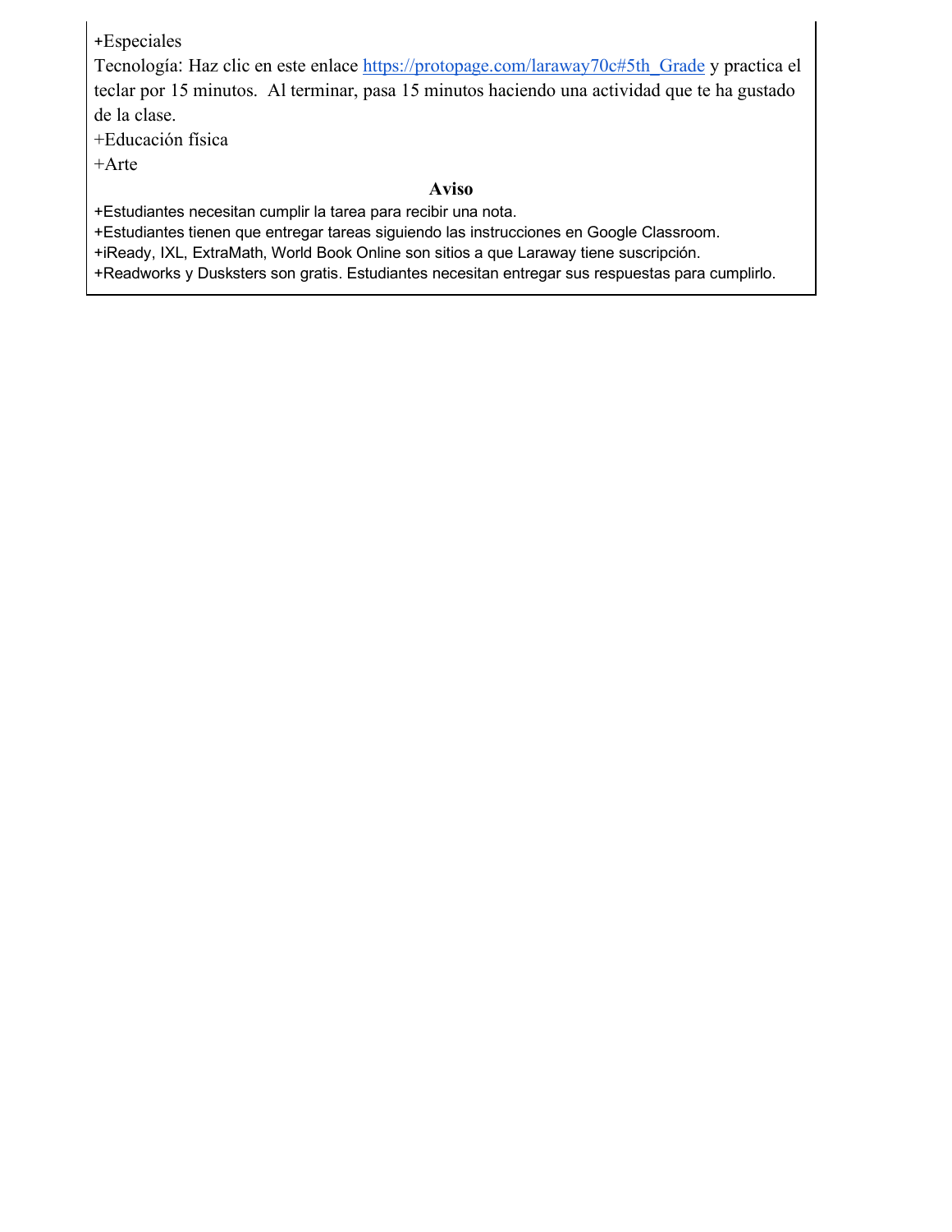+Especiales

Tecnología: Haz clic en este enlace https://protopage.com/laraway70c#5th_Grade y practica el teclar por 15 minutos. Al terminar, pasa 15 minutos haciendo una actividad que te ha gustado de la clase.

+Educación física

+Arte

**Aviso**

+Estudiantes necesitan cumplir la tarea para recibir una nota.

+Estudiantes tienen que entregar tareas siguiendo las instrucciones en Google Classroom.

+iReady, IXL, ExtraMath, World Book Online son sitios a que Laraway tiene suscripción.

+Readworks y Dusksters son gratis. Estudiantes necesitan entregar sus respuestas para cumplirlo.